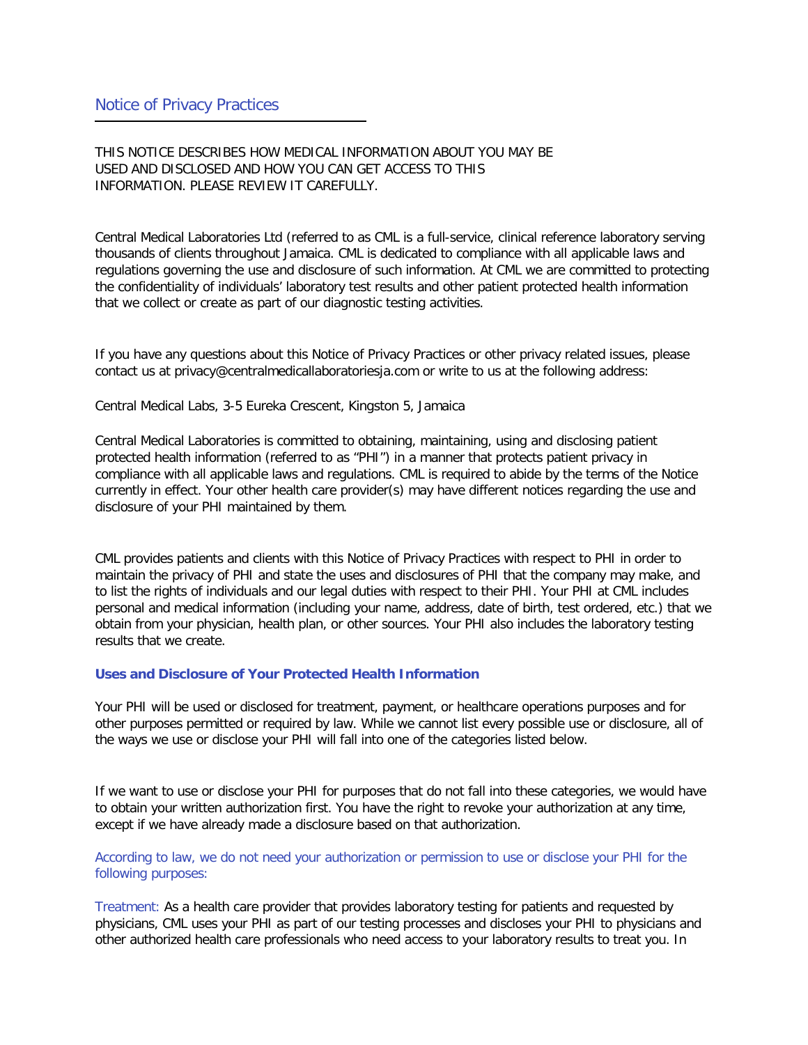# Notice of Privacy Practices

THIS NOTICE DESCRIBES HOW MEDICAL INFORMATION ABOUT YOU MAY BE USED AND DISCLOSED AND HOW YOU CAN GET ACCESS TO THIS INFORMATION. PLEASE REVIEW IT CAREFULLY.

Central Medical Laboratories Ltd (referred to as CML is a full-service, clinical reference laboratory serving thousands of clients throughout Jamaica. CML is dedicated to compliance with all applicable laws and regulations governing the use and disclosure of such information. At CML we are committed to protecting the confidentiality of individuals' laboratory test results and other patient protected health information that we collect or create as part of our diagnostic testing activities.

If you have any questions about this Notice of Privacy Practices or other privacy related issues, please contact us at privacy@centralmedicallaboratoriesja.com or write to us at the following address:

Central Medical Labs, 3-5 Eureka Crescent, Kingston 5, Jamaica

Central Medical Laboratories is committed to obtaining, maintaining, using and disclosing patient protected health information (referred to as "PHI") in a manner that protects patient privacy in compliance with all applicable laws and regulations. CML is required to abide by the terms of the Notice currently in effect. Your other health care provider(s) may have different notices regarding the use and disclosure of your PHI maintained by them.

CML provides patients and clients with this Notice of Privacy Practices with respect to PHI in order to maintain the privacy of PHI and state the uses and disclosures of PHI that the company may make, and to list the rights of individuals and our legal duties with respect to their PHI. Your PHI at CML includes personal and medical information (including your name, address, date of birth, test ordered, etc.) that we obtain from your physician, health plan, or other sources. Your PHI also includes the laboratory testing results that we create.

## Uses and Disclosure of Your Protected Health Information

Your PHI will be used or disclosed for treatment, payment, or healthcare operations purposes and for other purposes permitted or required by law. While we cannot list every possible use or disclosure, all of the ways we use or disclose your PHI will fall into one of the categories listed below.

If we want to use or disclose your PHI for purposes that do not fall into these categories, we would have to obtain your written authorization first. You have the right to revoke your authorization at any time, except if we have already made a disclosure based on that authorization.

According to law, we do not need your authorization or permission to use or disclose your PHI for the following purposes:

Treatment: As a health care provider that provides laboratory testing for patients and requested by physicians, CML uses your PHI as part of our testing processes and discloses your PHI to physicians and other authorized health care professionals who need access to your laboratory results to treat you. In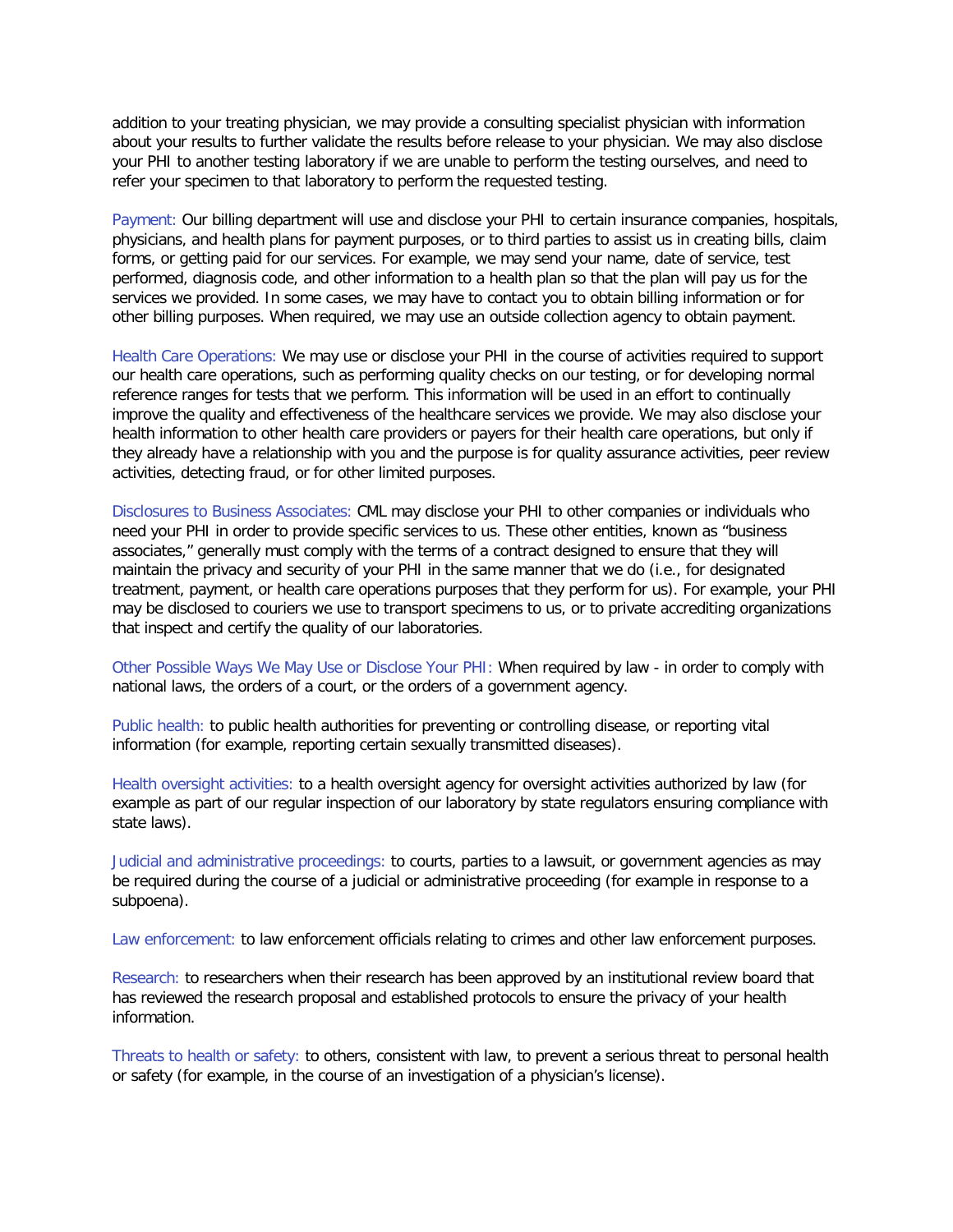addition to your treating physician, we may provide a consulting specialist physician with information about your results to further validate the results before release to your physician. We may also disclose your PHI to another testing laboratory if we are unable to perform the testing ourselves, and need to refer your specimen to that laboratory to perform the requested testing.

Payment: Our billing department will use and disclose your PHI to certain insurance companies, hospitals, physicians, and health plans for payment purposes, or to third parties to assist us in creating bills, claim forms, or getting paid for our services. For example, we may send your name, date of service, test performed, diagnosis code, and other information to a health plan so that the plan will pay us for the services we provided. In some cases, we may have to contact you to obtain billing information or for other billing purposes. When required, we may use an outside collection agency to obtain payment.

Health Care Operations: We may use or disclose your PHI in the course of activities required to support our health care operations, such as performing quality checks on our testing, or for developing normal reference ranges for tests that we perform. This information will be used in an effort to continually improve the quality and effectiveness of the healthcare services we provide. We may also disclose your health information to other health care providers or payers for their health care operations, but only if they already have a relationship with you and the purpose is for quality assurance activities, peer review activities, detecting fraud, or for other limited purposes.

Disclosures to Business Associates: CML may disclose your PHI to other companies or individuals who need your PHI in order to provide specific services to us. These other entities, known as "business associates," generally must comply with the terms of a contract designed to ensure that they will maintain the privacy and security of your PHI in the same manner that we do (i.e., for designated treatment, payment, or health care operations purposes that they perform for us). For example, your PHI may be disclosed to couriers we use to transport specimens to us, or to private accrediting organizations that inspect and certify the quality of our laboratories.

Other Possible Ways We May Use or Disclose Your PHI: When required by law - in order to comply with national laws, the orders of a court, or the orders of a government agency.

Public health: to public health authorities for preventing or controlling disease, or reporting vital information (for example, reporting certain sexually transmitted diseases).

Health oversight activities: to a health oversight agency for oversight activities authorized by law (for example as part of our regular inspection of our laboratory by state regulators ensuring compliance with state laws).

Judicial and administrative proceedings: to courts, parties to a lawsuit, or government agencies as may be required during the course of a judicial or administrative proceeding (for example in response to a subpoena).

Law enforcement: to law enforcement officials relating to crimes and other law enforcement purposes.

Research: to researchers when their research has been approved by an institutional review board that has reviewed the research proposal and established protocols to ensure the privacy of your health information.

Threats to health or safety: to others, consistent with law, to prevent a serious threat to personal health or safety (for example, in the course of an investigation of a physician's license).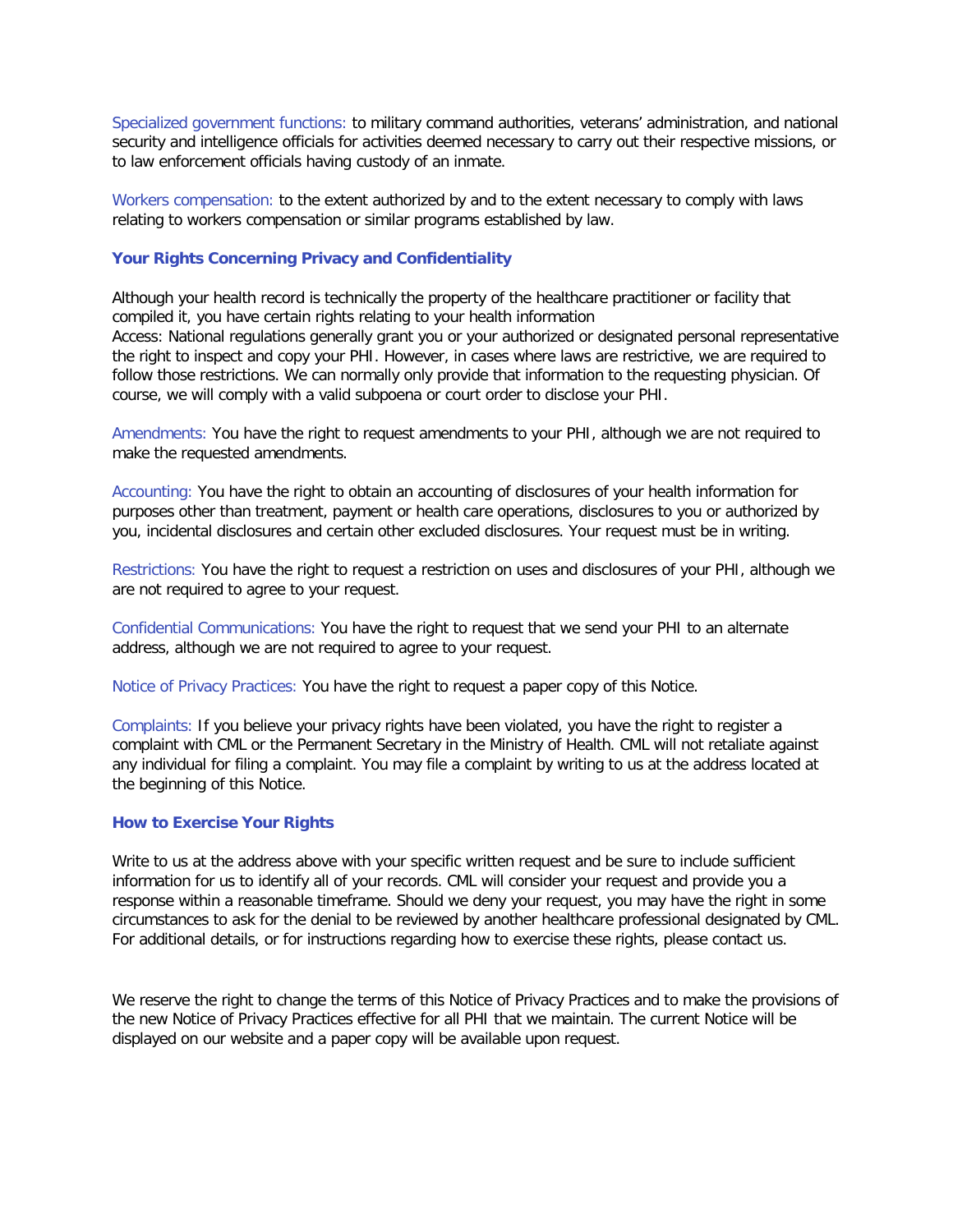Specialized government functions: to military command authorities, veterans' administration, and national security and intelligence officials for activities deemed necessary to carry out their respective missions, or to law enforcement officials having custody of an inmate.

Workers compensation: to the extent authorized by and to the extent necessary to comply with laws relating to workers compensation or similar programs established by law.

### Your Rights Concerning Privacy and Confidentiality

Although your health record is technically the property of the healthcare practitioner or facility that compiled it, you have certain rights relating to your health information
Access: National regulations generally grant you or your authorized or designated personal representative the right to inspect and copy your PHI. However, in cases where laws are restrictive, we are required to follow those restrictions. We can normally only provide that information to the requesting physician. Of course, we will comply with a valid subpoena or court order to disclose your PHI.

Amendments: You have the right to request amendments to your PHI, although we are not required to make the requested amendments.

Accounting: You have the right to obtain an accounting of disclosures of your health information for purposes other than treatment, payment or health care operations, disclosures to you or authorized by you, incidental disclosures and certain other excluded disclosures. Your request must be in writing.

Restrictions: You have the right to request a restriction on uses and disclosures of your PHI, although we are not required to agree to your request.

Confidential Communications: You have the right to request that we send your PHI to an alternate address, although we are not required to agree to your request.

Notice of Privacy Practices: You have the right to request a paper copy of this Notice.

Complaints: If you believe your privacy rights have been violated, you have the right to register a complaint with CML or the Permanent Secretary in the Ministry of Health. CML will not retaliate against any individual for filing a complaint. You may file a complaint by writing to us at the address located at the beginning of this Notice.

### How to Exercise Your Rights

Write to us at the address above with your specific written request and be sure to include sufficient information for us to identify all of your records. CML will consider your request and provide you a response within a reasonable timeframe. Should we deny your request, you may have the right in some circumstances to ask for the denial to be reviewed by another healthcare professional designated by CML. For additional details, or for instructions regarding how to exercise these rights, please contact us.

We reserve the right to change the terms of this Notice of Privacy Practices and to make the provisions of the new Notice of Privacy Practices effective for all PHI that we maintain. The current Notice will be displayed on our website and a paper copy will be available upon request.